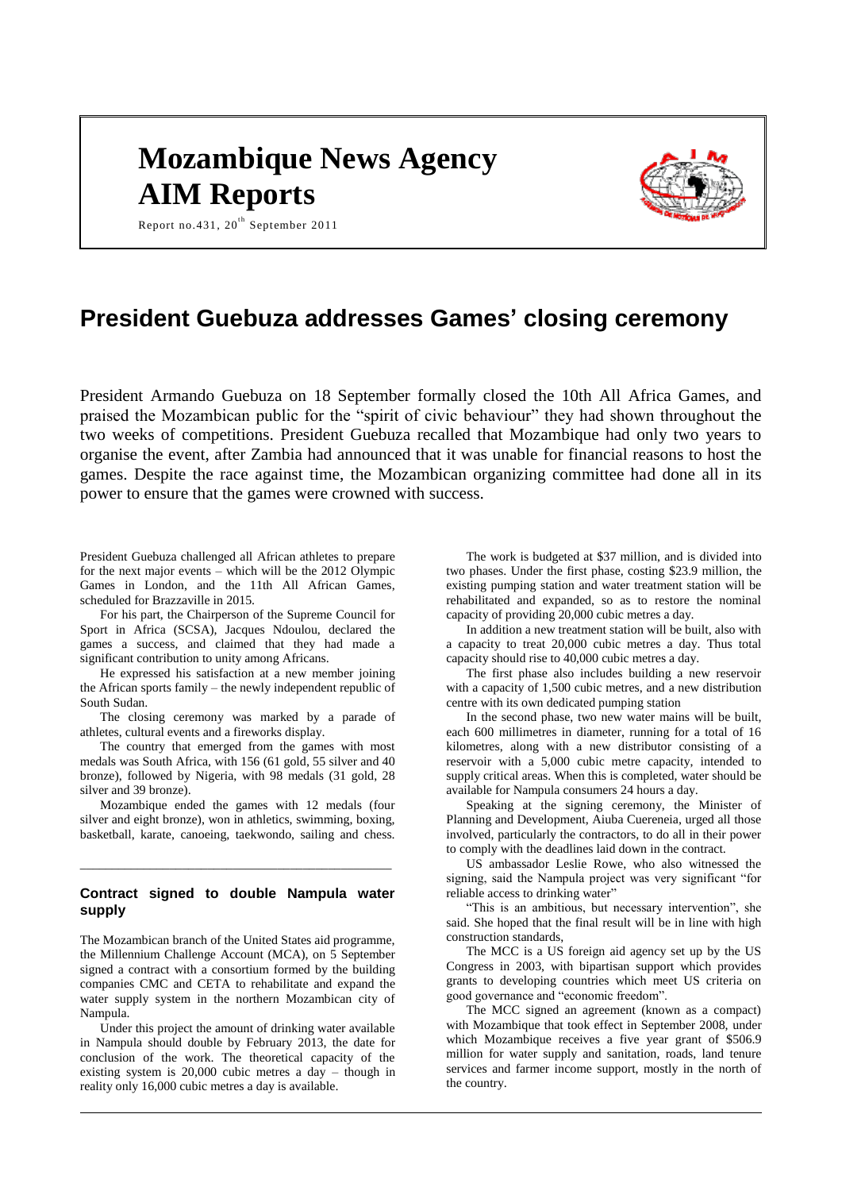# Mozambique News Agency
# AIM Reports

Report no.431, 20th September 2011

## President Guebuza addresses Games' closing ceremony

President Armando Guebuza on 18 September formally closed the 10th All Africa Games, and praised the Mozambican public for the "spirit of civic behaviour" they had shown throughout the two weeks of competitions. President Guebuza recalled that Mozambique had only two years to organise the event, after Zambia had announced that it was unable for financial reasons to host the games. Despite the race against time, the Mozambican organizing committee had done all in its power to ensure that the games were crowned with success.

President Guebuza challenged all African athletes to prepare for the next major events – which will be the 2012 Olympic Games in London, and the 11th All African Games, scheduled for Brazzaville in 2015.

For his part, the Chairperson of the Supreme Council for Sport in Africa (SCSA), Jacques Ndoulou, declared the games a success, and claimed that they had made a significant contribution to unity among Africans.

He expressed his satisfaction at a new member joining the African sports family – the newly independent republic of South Sudan.

The closing ceremony was marked by a parade of athletes, cultural events and a fireworks display.

The country that emerged from the games with most medals was South Africa, with 156 (61 gold, 55 silver and 40 bronze), followed by Nigeria, with 98 medals (31 gold, 28 silver and 39 bronze).

Mozambique ended the games with 12 medals (four silver and eight bronze), won in athletics, swimming, boxing, basketball, karate, canoeing, taekwondo, sailing and chess.

---

### Contract signed to double Nampula water supply

The Mozambican branch of the United States aid programme, the Millennium Challenge Account (MCA), on 5 September signed a contract with a consortium formed by the building companies CMC and CETA to rehabilitate and expand the water supply system in the northern Mozambican city of Nampula.

Under this project the amount of drinking water available in Nampula should double by February 2013, the date for conclusion of the work. The theoretical capacity of the existing system is 20,000 cubic metres a day – though in reality only 16,000 cubic metres a day is available.

The work is budgeted at $37 million, and is divided into two phases. Under the first phase, costing $23.9 million, the existing pumping station and water treatment station will be rehabilitated and expanded, so as to restore the nominal capacity of providing 20,000 cubic metres a day.

In addition a new treatment station will be built, also with a capacity to treat 20,000 cubic metres a day. Thus total capacity should rise to 40,000 cubic metres a day.

The first phase also includes building a new reservoir with a capacity of 1,500 cubic metres, and a new distribution centre with its own dedicated pumping station

In the second phase, two new water mains will be built, each 600 millimetres in diameter, running for a total of 16 kilometres, along with a new distributor consisting of a reservoir with a 5,000 cubic metre capacity, intended to supply critical areas. When this is completed, water should be available for Nampula consumers 24 hours a day.

Speaking at the signing ceremony, the Minister of Planning and Development, Aiuba Cuereneia, urged all those involved, particularly the contractors, to do all in their power to comply with the deadlines laid down in the contract.

US ambassador Leslie Rowe, who also witnessed the signing, said the Nampula project was very significant "for reliable access to drinking water"

"This is an ambitious, but necessary intervention", she said. She hoped that the final result will be in line with high construction standards,

The MCC is a US foreign aid agency set up by the US Congress in 2003, with bipartisan support which provides grants to developing countries which meet US criteria on good governance and "economic freedom".

The MCC signed an agreement (known as a compact) with Mozambique that took effect in September 2008, under which Mozambique receives a five year grant of $506.9 million for water supply and sanitation, roads, land tenure services and farmer income support, mostly in the north of the country.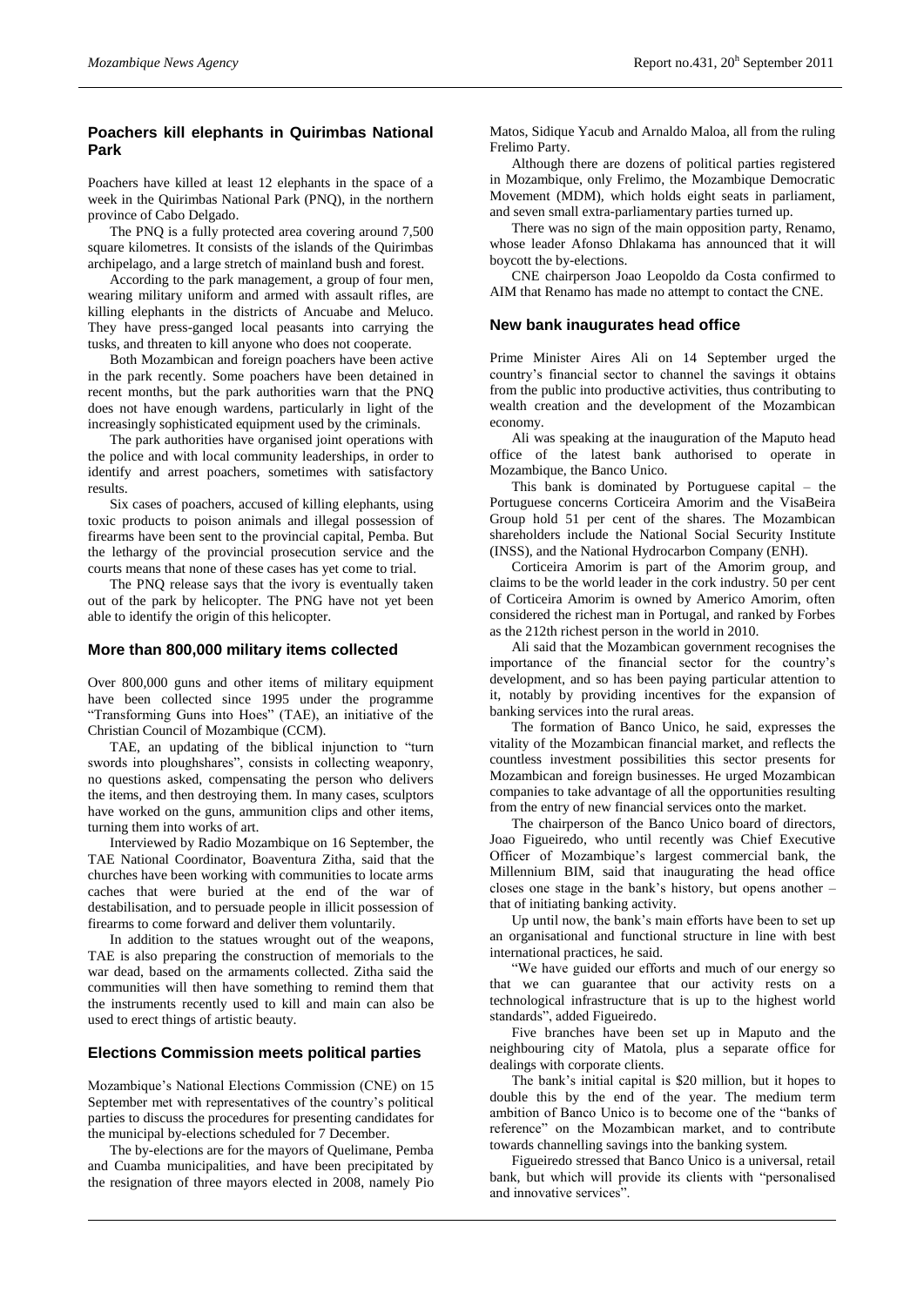## Poachers kill elephants in Quirimbas National Park

Poachers have killed at least 12 elephants in the space of a week in the Quirimbas National Park (PNQ), in the northern province of Cabo Delgado.

The PNQ is a fully protected area covering around 7,500 square kilometres. It consists of the islands of the Quirimbas archipelago, and a large stretch of mainland bush and forest.

According to the park management, a group of four men, wearing military uniform and armed with assault rifles, are killing elephants in the districts of Ancuabe and Meluco. They have press-ganged local peasants into carrying the tusks, and threaten to kill anyone who does not cooperate.

Both Mozambican and foreign poachers have been active in the park recently. Some poachers have been detained in recent months, but the park authorities warn that the PNQ does not have enough wardens, particularly in light of the increasingly sophisticated equipment used by the criminals.

The park authorities have organised joint operations with the police and with local community leaderships, in order to identify and arrest poachers, sometimes with satisfactory results.

Six cases of poachers, accused of killing elephants, using toxic products to poison animals and illegal possession of firearms have been sent to the provincial capital, Pemba. But the lethargy of the provincial prosecution service and the courts means that none of these cases has yet come to trial.

The PNQ release says that the ivory is eventually taken out of the park by helicopter. The PNG have not yet been able to identify the origin of this helicopter.

## More than 800,000 military items collected

Over 800,000 guns and other items of military equipment have been collected since 1995 under the programme "Transforming Guns into Hoes" (TAE), an initiative of the Christian Council of Mozambique (CCM).

TAE, an updating of the biblical injunction to "turn swords into ploughshares", consists in collecting weaponry, no questions asked, compensating the person who delivers the items, and then destroying them. In many cases, sculptors have worked on the guns, ammunition clips and other items, turning them into works of art.

Interviewed by Radio Mozambique on 16 September, the TAE National Coordinator, Boaventura Zitha, said that the churches have been working with communities to locate arms caches that were buried at the end of the war of destabilisation, and to persuade people in illicit possession of firearms to come forward and deliver them voluntarily.

In addition to the statues wrought out of the weapons, TAE is also preparing the construction of memorials to the war dead, based on the armaments collected. Zitha said the communities will then have something to remind them that the instruments recently used to kill and main can also be used to erect things of artistic beauty.

## Elections Commission meets political parties

Mozambique's National Elections Commission (CNE) on 15 September met with representatives of the country's political parties to discuss the procedures for presenting candidates for the municipal by-elections scheduled for 7 December.

The by-elections are for the mayors of Quelimane, Pemba and Cuamba municipalities, and have been precipitated by the resignation of three mayors elected in 2008, namely Pio Matos, Sidique Yacub and Arnaldo Maloa, all from the ruling Frelimo Party.

Although there are dozens of political parties registered in Mozambique, only Frelimo, the Mozambique Democratic Movement (MDM), which holds eight seats in parliament, and seven small extra-parliamentary parties turned up.

There was no sign of the main opposition party, Renamo, whose leader Afonso Dhlakama has announced that it will boycott the by-elections.

CNE chairperson Joao Leopoldo da Costa confirmed to AIM that Renamo has made no attempt to contact the CNE.

## New bank inaugurates head office

Prime Minister Aires Ali on 14 September urged the country's financial sector to channel the savings it obtains from the public into productive activities, thus contributing to wealth creation and the development of the Mozambican economy.

Ali was speaking at the inauguration of the Maputo head office of the latest bank authorised to operate in Mozambique, the Banco Unico.

This bank is dominated by Portuguese capital – the Portuguese concerns Corticeira Amorim and the VisaBeira Group hold 51 per cent of the shares. The Mozambican shareholders include the National Social Security Institute (INSS), and the National Hydrocarbon Company (ENH).

Corticeira Amorim is part of the Amorim group, and claims to be the world leader in the cork industry. 50 per cent of Corticeira Amorim is owned by Americo Amorim, often considered the richest man in Portugal, and ranked by Forbes as the 212th richest person in the world in 2010.

Ali said that the Mozambican government recognises the importance of the financial sector for the country's development, and so has been paying particular attention to it, notably by providing incentives for the expansion of banking services into the rural areas.

The formation of Banco Unico, he said, expresses the vitality of the Mozambican financial market, and reflects the countless investment possibilities this sector presents for Mozambican and foreign businesses. He urged Mozambican companies to take advantage of all the opportunities resulting from the entry of new financial services onto the market.

The chairperson of the Banco Unico board of directors, Joao Figueiredo, who until recently was Chief Executive Officer of Mozambique's largest commercial bank, the Millennium BIM, said that inaugurating the head office closes one stage in the bank's history, but opens another – that of initiating banking activity.

Up until now, the bank's main efforts have been to set up an organisational and functional structure in line with best international practices, he said.

"We have guided our efforts and much of our energy so that we can guarantee that our activity rests on a technological infrastructure that is up to the highest world standards", added Figueiredo.

Five branches have been set up in Maputo and the neighbouring city of Matola, plus a separate office for dealings with corporate clients.

The bank's initial capital is $20 million, but it hopes to double this by the end of the year. The medium term ambition of Banco Unico is to become one of the "banks of reference" on the Mozambican market, and to contribute towards channelling savings into the banking system.

Figueiredo stressed that Banco Unico is a universal, retail bank, but which will provide its clients with "personalised and innovative services".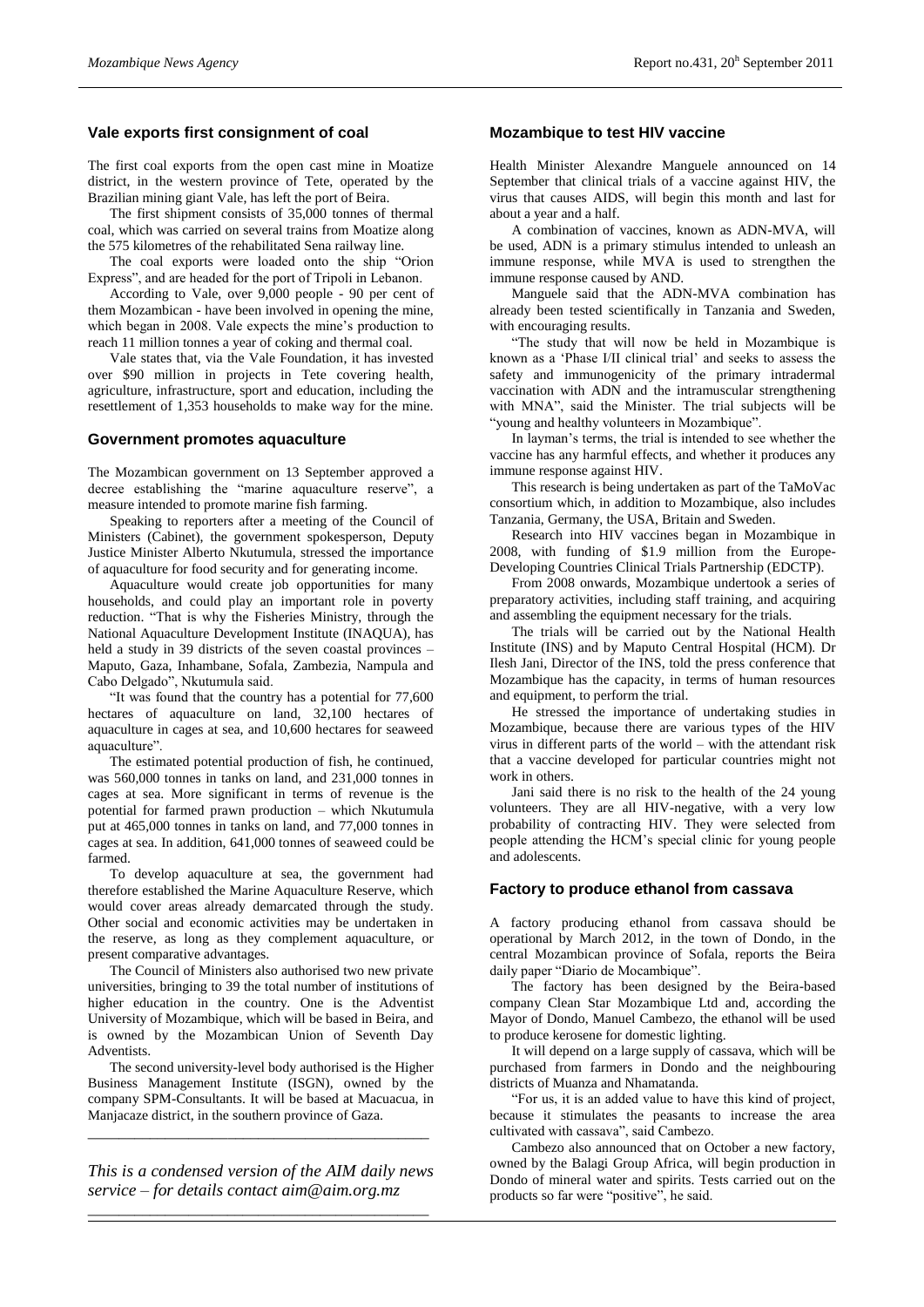## Vale exports first consignment of coal

The first coal exports from the open cast mine in Moatize district, in the western province of Tete, operated by the Brazilian mining giant Vale, has left the port of Beira.

The first shipment consists of 35,000 tonnes of thermal coal, which was carried on several trains from Moatize along the 575 kilometres of the rehabilitated Sena railway line.

The coal exports were loaded onto the ship "Orion Express", and are headed for the port of Tripoli in Lebanon.

According to Vale, over 9,000 people - 90 per cent of them Mozambican - have been involved in opening the mine, which began in 2008. Vale expects the mine's production to reach 11 million tonnes a year of coking and thermal coal.

Vale states that, via the Vale Foundation, it has invested over $90 million in projects in Tete covering health, agriculture, infrastructure, sport and education, including the resettlement of 1,353 households to make way for the mine.

## Government promotes aquaculture

The Mozambican government on 13 September approved a decree establishing the "marine aquaculture reserve", a measure intended to promote marine fish farming.

Speaking to reporters after a meeting of the Council of Ministers (Cabinet), the government spokesperson, Deputy Justice Minister Alberto Nkutumula, stressed the importance of aquaculture for food security and for generating income.

Aquaculture would create job opportunities for many households, and could play an important role in poverty reduction. "That is why the Fisheries Ministry, through the National Aquaculture Development Institute (INAQUA), has held a study in 39 districts of the seven coastal provinces – Maputo, Gaza, Inhambane, Sofala, Zambezia, Nampula and Cabo Delgado", Nkutumula said.

"It was found that the country has a potential for 77,600 hectares of aquaculture on land, 32,100 hectares of aquaculture in cages at sea, and 10,600 hectares for seaweed aquaculture".

The estimated potential production of fish, he continued, was 560,000 tonnes in tanks on land, and 231,000 tonnes in cages at sea. More significant in terms of revenue is the potential for farmed prawn production – which Nkutumula put at 465,000 tonnes in tanks on land, and 77,000 tonnes in cages at sea. In addition, 641,000 tonnes of seaweed could be farmed.

To develop aquaculture at sea, the government had therefore established the Marine Aquaculture Reserve, which would cover areas already demarcated through the study. Other social and economic activities may be undertaken in the reserve, as long as they complement aquaculture, or present comparative advantages.

The Council of Ministers also authorised two new private universities, bringing to 39 the total number of institutions of higher education in the country. One is the Adventist University of Mozambique, which will be based in Beira, and is owned by the Mozambican Union of Seventh Day Adventists.

The second university-level body authorised is the Higher Business Management Institute (ISGN), owned by the company SPM-Consultants. It will be based at Macuacua, in Manjacaze district, in the southern province of Gaza.

---

*This is a condensed version of the AIM daily news service – for details contact aim@aim.org.mz*

---

## Mozambique to test HIV vaccine

Health Minister Alexandre Manguele announced on 14 September that clinical trials of a vaccine against HIV, the virus that causes AIDS, will begin this month and last for about a year and a half.

A combination of vaccines, known as ADN-MVA, will be used, ADN is a primary stimulus intended to unleash an immune response, while MVA is used to strengthen the immune response caused by AND.

Manguele said that the ADN-MVA combination has already been tested scientifically in Tanzania and Sweden, with encouraging results.

"The study that will now be held in Mozambique is known as a 'Phase I/II clinical trial' and seeks to assess the safety and immunogenicity of the primary intradermal vaccination with ADN and the intramuscular strengthening with MNA", said the Minister. The trial subjects will be "young and healthy volunteers in Mozambique".

In layman's terms, the trial is intended to see whether the vaccine has any harmful effects, and whether it produces any immune response against HIV.

This research is being undertaken as part of the TaMoVac consortium which, in addition to Mozambique, also includes Tanzania, Germany, the USA, Britain and Sweden.

Research into HIV vaccines began in Mozambique in 2008, with funding of $1.9 million from the Europe-Developing Countries Clinical Trials Partnership (EDCTP).

From 2008 onwards, Mozambique undertook a series of preparatory activities, including staff training, and acquiring and assembling the equipment necessary for the trials.

The trials will be carried out by the National Health Institute (INS) and by Maputo Central Hospital (HCM). Dr Ilesh Jani, Director of the INS, told the press conference that Mozambique has the capacity, in terms of human resources and equipment, to perform the trial.

He stressed the importance of undertaking studies in Mozambique, because there are various types of the HIV virus in different parts of the world – with the attendant risk that a vaccine developed for particular countries might not work in others.

Jani said there is no risk to the health of the 24 young volunteers. They are all HIV-negative, with a very low probability of contracting HIV. They were selected from people attending the HCM's special clinic for young people and adolescents.

## Factory to produce ethanol from cassava

A factory producing ethanol from cassava should be operational by March 2012, in the town of Dondo, in the central Mozambican province of Sofala, reports the Beira daily paper "Diario de Mocambique".

The factory has been designed by the Beira-based company Clean Star Mozambique Ltd and, according the Mayor of Dondo, Manuel Cambezo, the ethanol will be used to produce kerosene for domestic lighting.

It will depend on a large supply of cassava, which will be purchased from farmers in Dondo and the neighbouring districts of Muanza and Nhamatanda.

"For us, it is an added value to have this kind of project, because it stimulates the peasants to increase the area cultivated with cassava", said Cambezo.

Cambezo also announced that on October a new factory, owned by the Balagi Group Africa, will begin production in Dondo of mineral water and spirits. Tests carried out on the products so far were "positive", he said.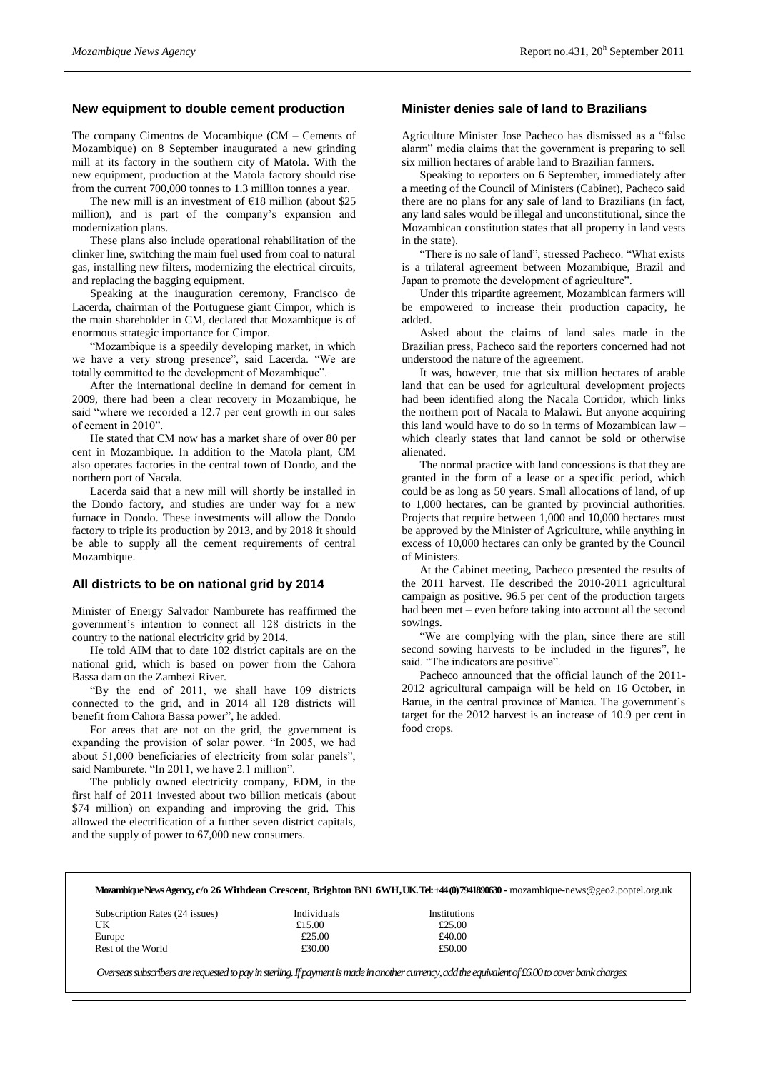## New equipment to double cement production

The company Cimentos de Mocambique (CM – Cements of Mozambique) on 8 September inaugurated a new grinding mill at its factory in the southern city of Matola. With the new equipment, production at the Matola factory should rise from the current 700,000 tonnes to 1.3 million tonnes a year.

The new mill is an investment of €18 million (about $25 million), and is part of the company's expansion and modernization plans.

These plans also include operational rehabilitation of the clinker line, switching the main fuel used from coal to natural gas, installing new filters, modernizing the electrical circuits, and replacing the bagging equipment.

Speaking at the inauguration ceremony, Francisco de Lacerda, chairman of the Portuguese giant Cimpor, which is the main shareholder in CM, declared that Mozambique is of enormous strategic importance for Cimpor.

"Mozambique is a speedily developing market, in which we have a very strong presence", said Lacerda. "We are totally committed to the development of Mozambique".

After the international decline in demand for cement in 2009, there had been a clear recovery in Mozambique, he said "where we recorded a 12.7 per cent growth in our sales of cement in 2010".

He stated that CM now has a market share of over 80 per cent in Mozambique. In addition to the Matola plant, CM also operates factories in the central town of Dondo, and the northern port of Nacala.

Lacerda said that a new mill will shortly be installed in the Dondo factory, and studies are under way for a new furnace in Dondo. These investments will allow the Dondo factory to triple its production by 2013, and by 2018 it should be able to supply all the cement requirements of central Mozambique.

## All districts to be on national grid by 2014

Minister of Energy Salvador Namburete has reaffirmed the government's intention to connect all 128 districts in the country to the national electricity grid by 2014.

He told AIM that to date 102 district capitals are on the national grid, which is based on power from the Cahora Bassa dam on the Zambezi River.

"By the end of 2011, we shall have 109 districts connected to the grid, and in 2014 all 128 districts will benefit from Cahora Bassa power", he added.

For areas that are not on the grid, the government is expanding the provision of solar power. "In 2005, we had about 51,000 beneficiaries of electricity from solar panels", said Namburete. "In 2011, we have 2.1 million".

The publicly owned electricity company, EDM, in the first half of 2011 invested about two billion meticais (about $74 million) on expanding and improving the grid. This allowed the electrification of a further seven district capitals, and the supply of power to 67,000 new consumers.

## Minister denies sale of land to Brazilians

Agriculture Minister Jose Pacheco has dismissed as a "false alarm" media claims that the government is preparing to sell six million hectares of arable land to Brazilian farmers.

Speaking to reporters on 6 September, immediately after a meeting of the Council of Ministers (Cabinet), Pacheco said there are no plans for any sale of land to Brazilians (in fact, any land sales would be illegal and unconstitutional, since the Mozambican constitution states that all property in land vests in the state).

"There is no sale of land", stressed Pacheco. "What exists is a trilateral agreement between Mozambique, Brazil and Japan to promote the development of agriculture".

Under this tripartite agreement, Mozambican farmers will be empowered to increase their production capacity, he added.

Asked about the claims of land sales made in the Brazilian press, Pacheco said the reporters concerned had not understood the nature of the agreement.

It was, however, true that six million hectares of arable land that can be used for agricultural development projects had been identified along the Nacala Corridor, which links the northern port of Nacala to Malawi. But anyone acquiring this land would have to do so in terms of Mozambican law – which clearly states that land cannot be sold or otherwise alienated.

The normal practice with land concessions is that they are granted in the form of a lease or a specific period, which could be as long as 50 years. Small allocations of land, of up to 1,000 hectares, can be granted by provincial authorities. Projects that require between 1,000 and 10,000 hectares must be approved by the Minister of Agriculture, while anything in excess of 10,000 hectares can only be granted by the Council of Ministers.

At the Cabinet meeting, Pacheco presented the results of the 2011 harvest. He described the 2010-2011 agricultural campaign as positive. 96.5 per cent of the production targets had been met – even before taking into account all the second sowings.

"We are complying with the plan, since there are still second sowing harvests to be included in the figures", he said. "The indicators are positive".

Pacheco announced that the official launch of the 2011-2012 agricultural campaign will be held on 16 October, in Barue, in the central province of Manica. The government's target for the 2012 harvest is an increase of 10.9 per cent in food crops.

**Mozambique News Agency, c/o 26 Withdean Crescent, Brighton BN1 6WH, UK. Tel: +44 (0) 7941890630 -** mozambique-news@geo2.poptel.org.uk

| Subscription Rates (24 issues) | Individuals | Institutions |
|---|---|---|
| UK | £15.00 | £25.00 |
| Europe | £25.00 | £40.00 |
| Rest of the World | £30.00 | £50.00 |

*Overseas subscribers are requested to pay in sterling. If payment is made in another currency, add the equivalent of £6.00 to cover bank charges.*